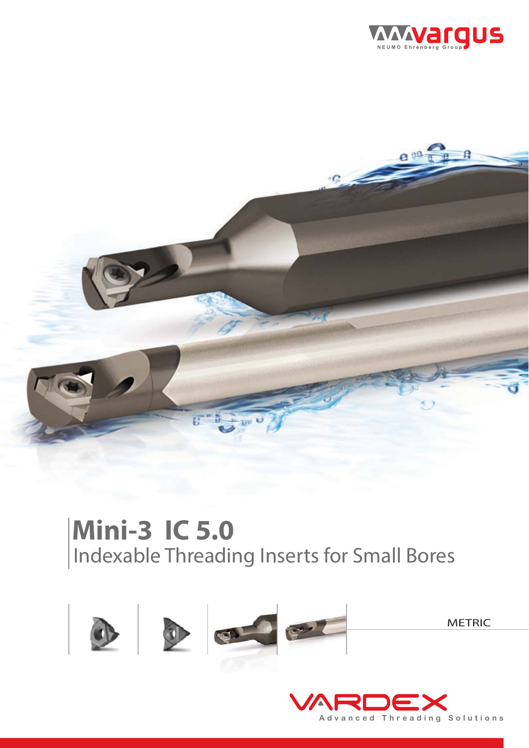vargus

NEUMO Ehrenberg Group

# Mini-3 IC 5.0

## Indexable Threading Inserts for Small Bores

METRIC

VARDEX

Advanced Threading Solutions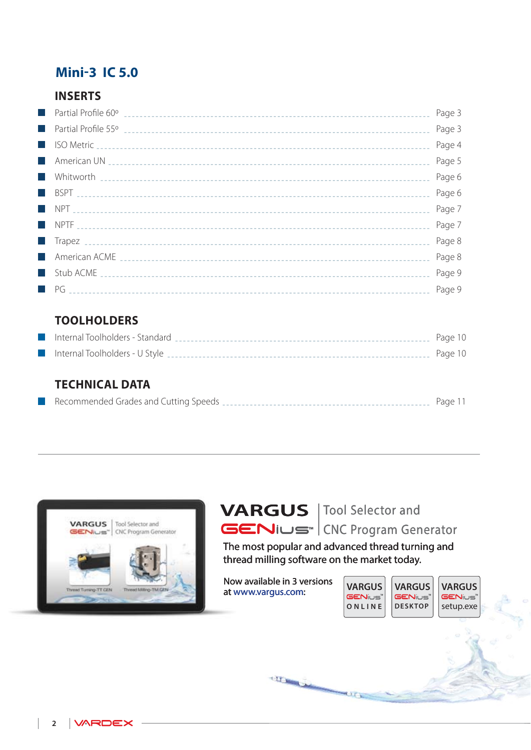# Mini-3 IC 5.0

## INSERTS

- Partial Profile 60º ........ Page 3
- Partial Profile 55º ........ Page 3
- ISO Metric ........ Page 4
- American UN ........ Page 5
- Whitworth ........ Page 6
- BSPT ........ Page 6
- NPT ........ Page 7
- NPTF ........ Page 7
- Trapez ........ Page 8
- American ACME ........ Page 8
- Stub ACME ........ Page 9
- PG ........ Page 9

## TOOLHOLDERS

- Internal Toolholders - Standard ........ Page 10
- Internal Toolholders - U Style ........ Page 10

## TECHNICAL DATA

- Recommended Grades and Cutting Speeds ........ Page 11

---

**VARGUS GENius™** | Tool Selector and CNC Program Generator

The most popular and advanced thread turning and thread milling software on the market today.

Now available in 3 versions at www.vargus.com:

VARGUS GENius™ ONLINE | VARGUS GENius™ DESKTOP | VARGUS GENius™ setup.exe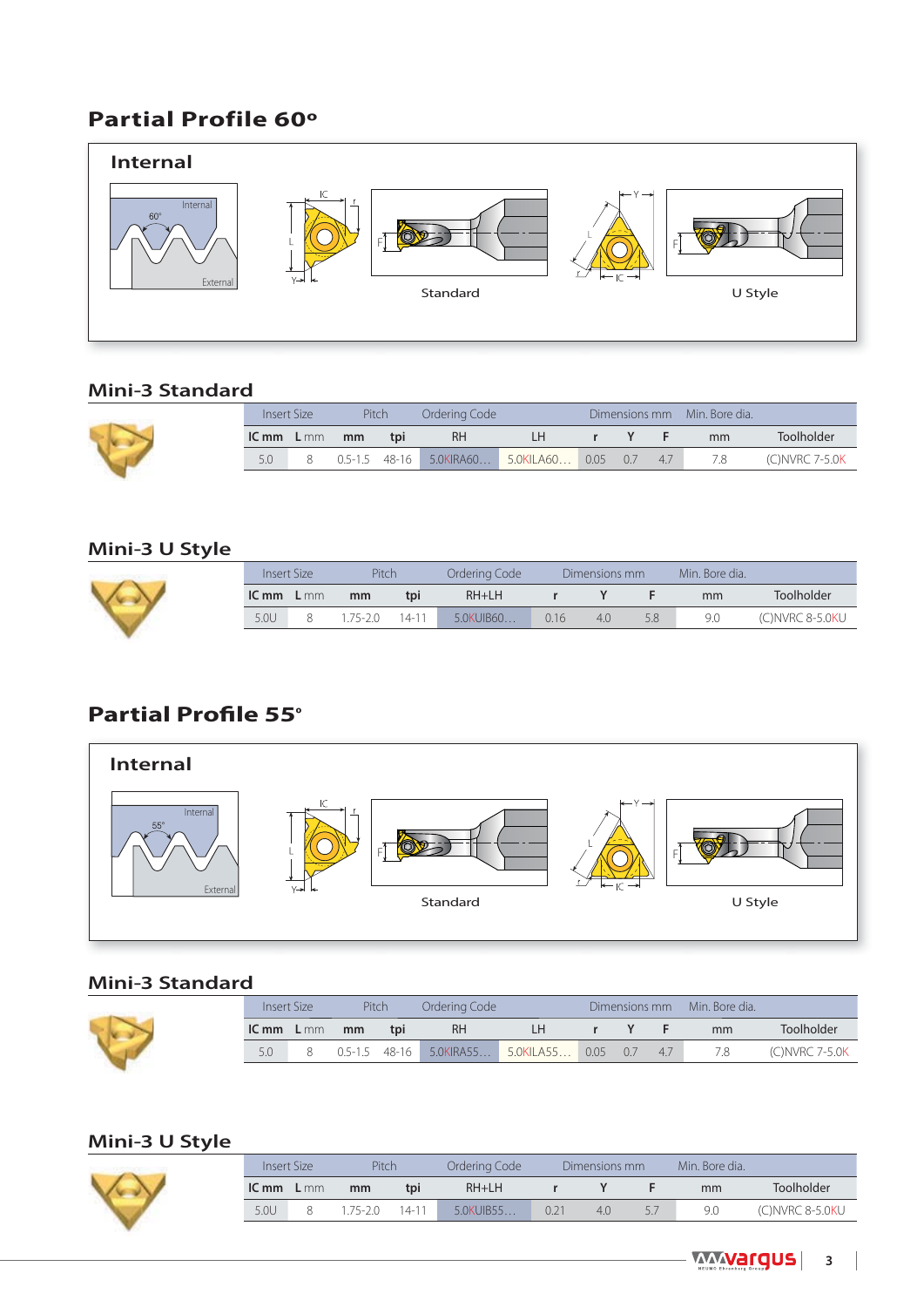# Partial Profile 60º

## Internal

Standard

U Style

## Mini-3 Standard

| Insert Size | | Pitch | | Ordering Code | | Dimensions mm | | | Min. Bore dia. | |
|---|---|---|---|---|---|---|---|---|---|---|
| IC mm | L mm | mm | tpi | RH | LH | r | Y | F | mm | Toolholder |
| 5.0 | 8 | 0.5-1.5 | 48-16 | 5.0KIRA60... | 5.0KILA60... | 0.05 | 0.7 | 4.7 | 7.8 | (C)NVRC 7-5.0K |

## Mini-3 U Style

| Insert Size | | Pitch | | Ordering Code | Dimensions mm | | | Min. Bore dia. | |
|---|---|---|---|---|---|---|---|---|---|
| IC mm | L mm | mm | tpi | RH+LH | r | Y | F | mm | Toolholder |
| 5.0U | 8 | 1.75-2.0 | 14-11 | 5.0KUIB60... | 0.16 | 4.0 | 5.8 | 9.0 | (C)NVRC 8-5.0KU |

# Partial Profile 55°

## Internal

Standard

U Style

## Mini-3 Standard

| Insert Size | | Pitch | | Ordering Code | | Dimensions mm | | | Min. Bore dia. | |
|---|---|---|---|---|---|---|---|---|---|---|
| IC mm | L mm | mm | tpi | RH | LH | r | Y | F | mm | Toolholder |
| 5.0 | 8 | 0.5-1.5 | 48-16 | 5.0KIRA55... | 5.0KILA55... | 0.05 | 0.7 | 4.7 | 7.8 | (C)NVRC 7-5.0K |

## Mini-3 U Style

| Insert Size | | Pitch | | Ordering Code | Dimensions mm | | | Min. Bore dia. | |
|---|---|---|---|---|---|---|---|---|---|
| IC mm | L mm | mm | tpi | RH+LH | r | Y | F | mm | Toolholder |
| 5.0U | 8 | 1.75-2.0 | 14-11 | 5.0KUIB55... | 0.21 | 4.0 | 5.7 | 9.0 | (C)NVRC 8-5.0KU |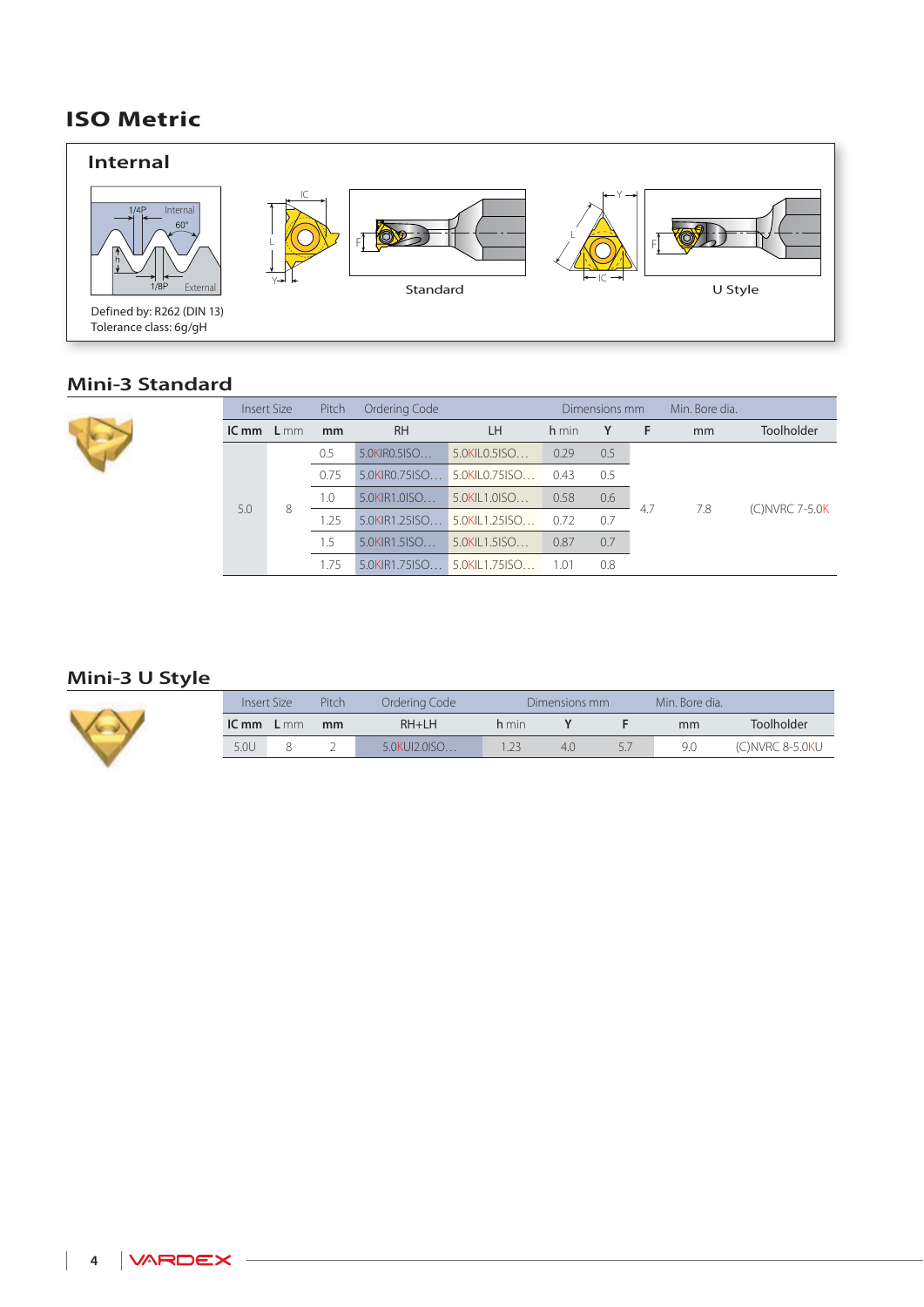# ISO Metric

## Internal

Defined by: R262 (DIN 13)
Tolerance class: 6g/gH

Standard

U Style

## Mini-3 Standard

| Insert Size | | Pitch | Ordering Code | | Dimensions mm | | | Min. Bore dia. | |
|---|---|---|---|---|---|---|---|---|---|
| IC mm | L mm | mm | RH | LH | h min | Y | F | mm | Toolholder |
| 5.0 | 8 | 0.5 | 5.0KIR0.5ISO… | 5.0KIL0.5ISO… | 0.29 | 0.5 | 4.7 | 7.8 | (C)NVRC 7-5.0K |
| | | 0.75 | 5.0KIR0.75ISO… | 5.0KIL0.75ISO… | 0.43 | 0.5 | | | |
| | | 1.0 | 5.0KIR1.0ISO… | 5.0KIL1.0ISO… | 0.58 | 0.6 | | | |
| | | 1.25 | 5.0KIR1.25ISO… | 5.0KIL1.25ISO… | 0.72 | 0.7 | | | |
| | | 1.5 | 5.0KIR1.5ISO… | 5.0KIL1.5ISO… | 0.87 | 0.7 | | | |
| | | 1.75 | 5.0KIR1.75ISO… | 5.0KIL1.75ISO… | 1.01 | 0.8 | | | |

## Mini-3 U Style

| Insert Size | | Pitch | Ordering Code | Dimensions mm | | | Min. Bore dia. | |
|---|---|---|---|---|---|---|---|---|
| IC mm | L mm | mm | RH+LH | h min | Y | F | mm | Toolholder |
| 5.0U | 8 | 2 | 5.0KUI2.0ISO… | 1.23 | 4.0 | 5.7 | 9.0 | (C)NVRC 8-5.0KU |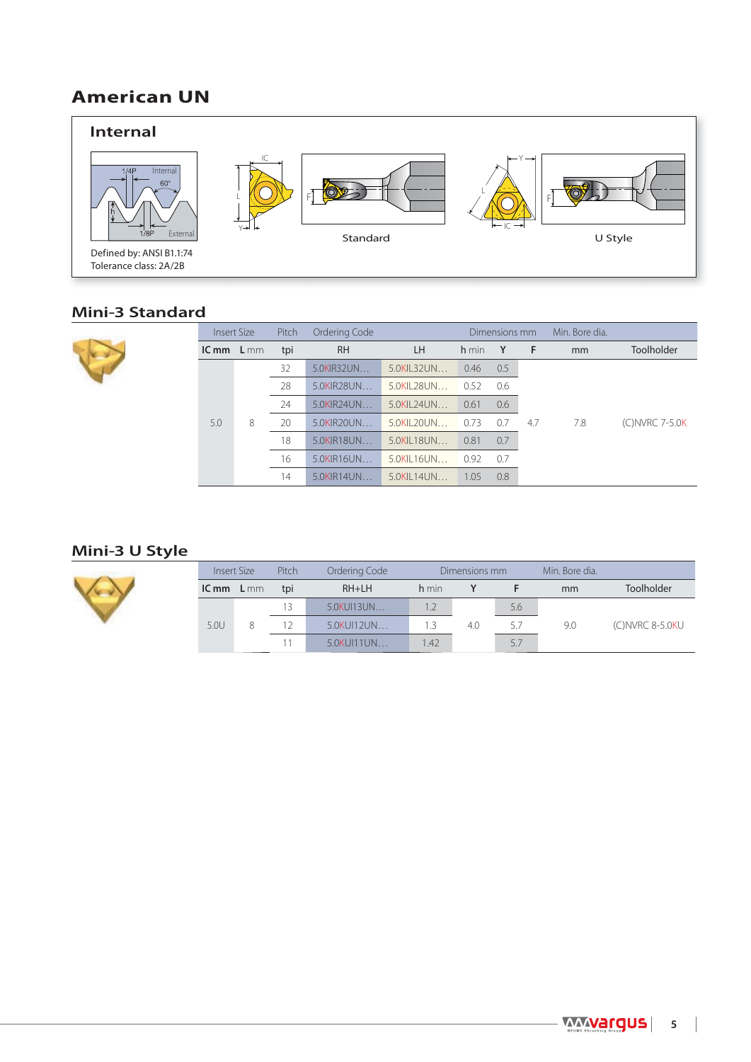# American UN

## Internal

1/4P Internal 60° h 1/8P External

Defined by: ANSI B1.1:74
Tolerance class: 2A/2B

IC L Y F

Standard

Y L IC F

U Style

## Mini-3 Standard

| Insert Size | | Pitch | Ordering Code | | Dimensions mm | | | Min. Bore dia. | |
|---|---|---|---|---|---|---|---|---|---|
| IC mm | L mm | tpi | RH | LH | h min | Y | F | mm | Toolholder |
| 5.0 | 8 | 32 | 5.0KIR32UN... | 5.0KIL32UN... | 0.46 | 0.5 | 4.7 | 7.8 | (C)NVRC 7-5.0K |
| | | 28 | 5.0KIR28UN... | 5.0KIL28UN... | 0.52 | 0.6 | | | |
| | | 24 | 5.0KIR24UN... | 5.0KIL24UN... | 0.61 | 0.6 | | | |
| | | 20 | 5.0KIR20UN... | 5.0KIL20UN... | 0.73 | 0.7 | | | |
| | | 18 | 5.0KIR18UN... | 5.0KIL18UN... | 0.81 | 0.7 | | | |
| | | 16 | 5.0KIR16UN... | 5.0KIL16UN... | 0.92 | 0.7 | | | |
| | | 14 | 5.0KIR14UN... | 5.0KIL14UN... | 1.05 | 0.8 | | | |

## Mini-3 U Style

| Insert Size | | Pitch | Ordering Code | Dimensions mm | | | Min. Bore dia. | |
|---|---|---|---|---|---|---|---|---|
| IC mm | L mm | tpi | RH+LH | h min | Y | F | mm | Toolholder |
| 5.0U | 8 | 13 | 5.0KUI13UN... | 1.2 | 4.0 | 5.6 | 9.0 | (C)NVRC 8-5.0KU |
| | | 12 | 5.0KUI12UN... | 1.3 | | 5.7 | | |
| | | 11 | 5.0KUI11UN... | 1.42 | | 5.7 | | |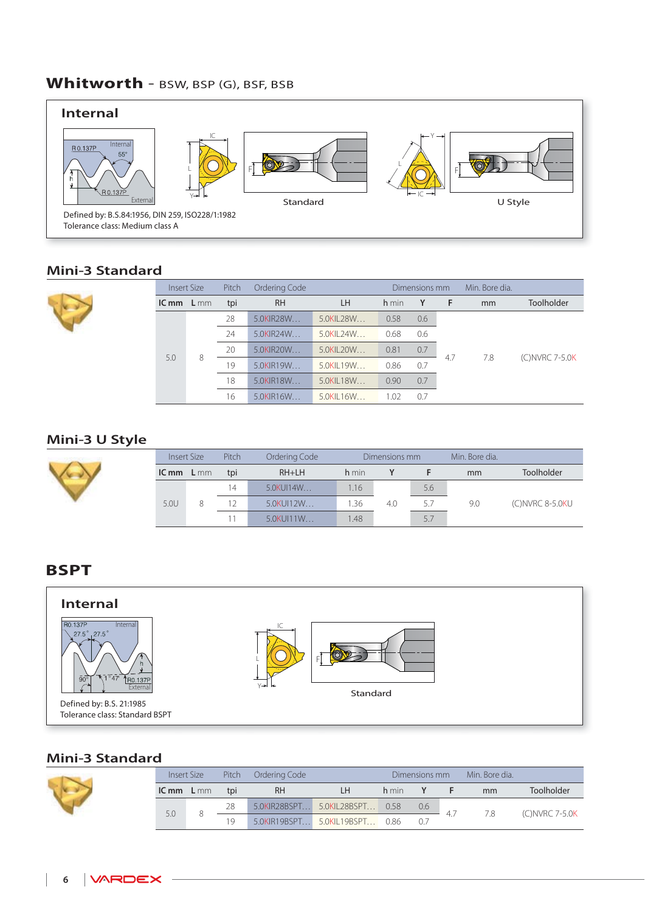# Whitworth - BSW, BSP (G), BSF, BSB

## Internal

Standard

U Style

Defined by: B.S.84:1956, DIN 259, ISO228/1:1982
Tolerance class: Medium class A

## Mini-3 Standard

| Insert Size | | Pitch | Ordering Code | | Dimensions mm | | | Min. Bore dia. | |
|---|---|---|---|---|---|---|---|---|---|
| IC mm | L mm | tpi | RH | LH | h min | Y | F | mm | Toolholder |
| 5.0 | 8 | 28 | 5.0KIR28W... | 5.0KIL28W... | 0.58 | 0.6 | 4.7 | 7.8 | (C)NVRC 7-5.0K |
| | | 24 | 5.0KIR24W... | 5.0KIL24W... | 0.68 | 0.6 | | | |
| | | 20 | 5.0KIR20W... | 5.0KIL20W... | 0.81 | 0.7 | | | |
| | | 19 | 5.0KIR19W... | 5.0KIL19W... | 0.86 | 0.7 | | | |
| | | 18 | 5.0KIR18W... | 5.0KIL18W... | 0.90 | 0.7 | | | |
| | | 16 | 5.0KIR16W... | 5.0KIL16W... | 1.02 | 0.7 | | | |

## Mini-3 U Style

| Insert Size | | Pitch | Ordering Code | Dimensions mm | | | Min. Bore dia. | |
|---|---|---|---|---|---|---|---|---|
| IC mm | L mm | tpi | RH+LH | h min | Y | F | mm | Toolholder |
| 5.0U | 8 | 14 | 5.0KUI14W... | 1.16 | 4.0 | 5.6 | 9.0 | (C)NVRC 8-5.0KU |
| | | 12 | 5.0KUI12W... | 1.36 | | 5.7 | | |
| | | 11 | 5.0KUI11W... | 1.48 | | 5.7 | | |

# BSPT

## Internal

Standard

Defined by: B.S. 21:1985
Tolerance class: Standard BSPT

## Mini-3 Standard

| Insert Size | | Pitch | Ordering Code | | Dimensions mm | | | Min. Bore dia. | |
|---|---|---|---|---|---|---|---|---|---|
| IC mm | L mm | tpi | RH | LH | h min | Y | F | mm | Toolholder |
| 5.0 | 8 | 28 | 5.0KIR28BSPT... | 5.0KIL28BSPT... | 0.58 | 0.6 | 4.7 | 7.8 | (C)NVRC 7-5.0K |
| | | 19 | 5.0KIR19BSPT... | 5.0KIL19BSPT... | 0.86 | 0.7 | | | |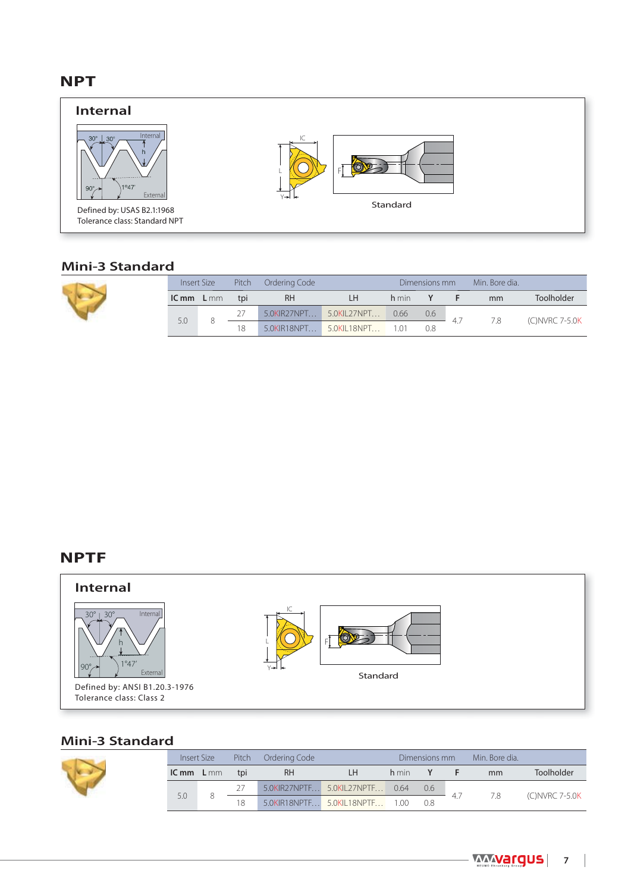# NPT

## Internal

Defined by: USAS B2.1:1968
Tolerance class: Standard NPT

Standard

## Mini-3 Standard

| Insert Size | | Pitch | Ordering Code | | Dimensions mm | | | Min. Bore dia. | |
|---|---|---|---|---|---|---|---|---|---|
| **IC mm** | **L** mm | tpi | RH | LH | **h** min | Y | F | mm | Toolholder |
| 5.0 | 8 | 27 | 5.0KIR27NPT... | 5.0KIL27NPT... | 0.66 | 0.6 | 4.7 | 7.8 | (C)NVRC 7-5.0K |
| | | 18 | 5.0KIR18NPT... | 5.0KIL18NPT... | 1.01 | 0.8 | | | |

# NPTF

## Internal

Defined by: ANSI B1.20.3-1976
Tolerance class: Class 2

Standard

## Mini-3 Standard

| Insert Size | | Pitch | Ordering Code | | Dimensions mm | | | Min. Bore dia. | |
|---|---|---|---|---|---|---|---|---|---|
| **IC mm** | **L** mm | tpi | RH | LH | **h** min | Y | F | mm | Toolholder |
| 5.0 | 8 | 27 | 5.0KIR27NPTF... | 5.0KIL27NPTF... | 0.64 | 0.6 | 4.7 | 7.8 | (C)NVRC 7-5.0K |
| | | 18 | 5.0KIR18NPTF... | 5.0KIL18NPTF... | 1.00 | 0.8 | | | |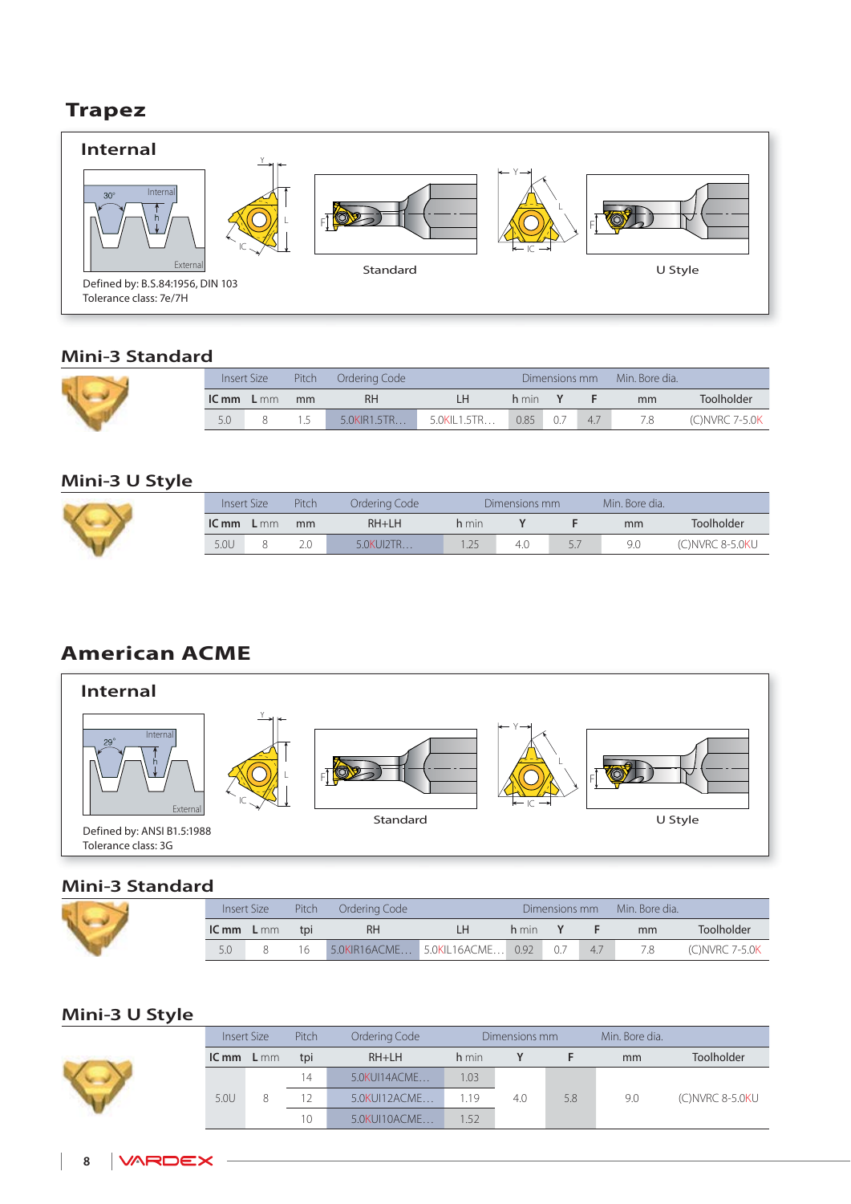# Trapez

## Internal

Defined by: B.S.84:1956, DIN 103
Tolerance class: 7e/7H

Standard

U Style

### Mini-3 Standard

| Insert Size | | Pitch | Ordering Code | | Dimensions mm | | | Min. Bore dia. | |
|---|---|---|---|---|---|---|---|---|---|
| IC mm | L mm | mm | RH | LH | h min | Y | F | mm | Toolholder |
| 5.0 | 8 | 1.5 | 5.0KIR1.5TR... | 5.0KIL1.5TR... | 0.85 | 0.7 | 4.7 | 7.8 | (C)NVRC 7-5.0K |

### Mini-3 U Style

| Insert Size | | Pitch | Ordering Code | Dimensions mm | | | Min. Bore dia. | |
|---|---|---|---|---|---|---|---|---|
| IC mm | L mm | mm | RH+LH | h min | Y | F | mm | Toolholder |
| 5.0U | 8 | 2.0 | 5.0KUI2TR... | 1.25 | 4.0 | 5.7 | 9.0 | (C)NVRC 8-5.0KU |

# American ACME

## Internal

Defined by: ANSI B1.5:1988
Tolerance class: 3G

Standard

U Style

### Mini-3 Standard

| Insert Size | | Pitch | Ordering Code | | Dimensions mm | | | Min. Bore dia. | |
|---|---|---|---|---|---|---|---|---|---|
| IC mm | L mm | tpi | RH | LH | h min | Y | F | mm | Toolholder |
| 5.0 | 8 | 16 | 5.0KIR16ACME... | 5.0KIL16ACME... | 0.92 | 0.7 | 4.7 | 7.8 | (C)NVRC 7-5.0K |

### Mini-3 U Style

| Insert Size | | Pitch | Ordering Code | Dimensions mm | | | Min. Bore dia. | |
|---|---|---|---|---|---|---|---|---|
| IC mm | L mm | tpi | RH+LH | h min | Y | F | mm | Toolholder |
| 5.0U | 8 | 14 | 5.0KUI14ACME... | 1.03 | 4.0 | 5.8 | 9.0 | (C)NVRC 8-5.0KU |
| | | 12 | 5.0KUI12ACME... | 1.19 | | | | |
| | | 10 | 5.0KUI10ACME... | 1.52 | | | | |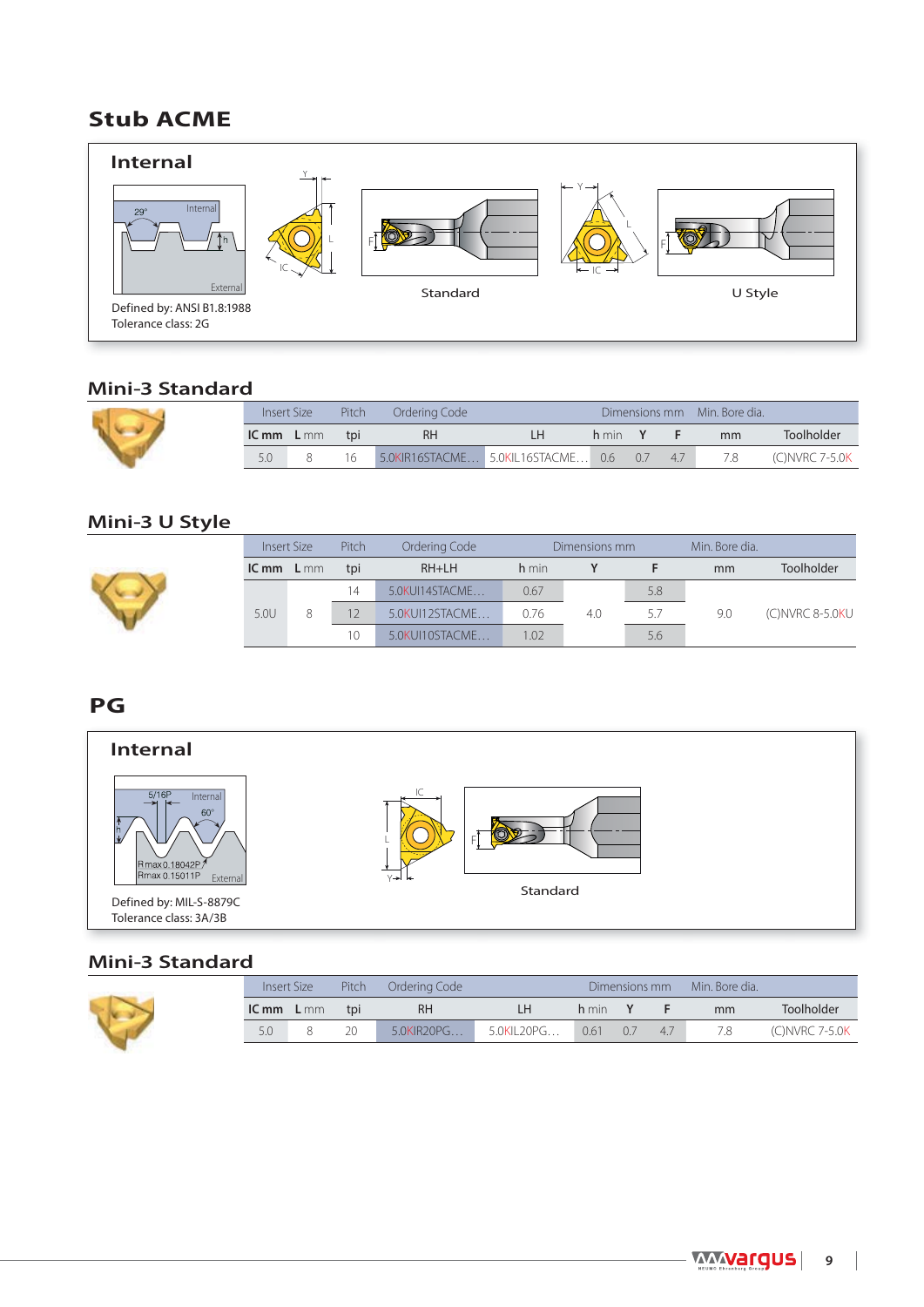# Stub ACME

## Internal

Defined by: ANSI B1.8:1988
Tolerance class: 2G

Standard

U Style

## Mini-3 Standard

| Insert Size | | Pitch | Ordering Code | | Dimensions mm | | | Min. Bore dia. | |
|---|---|---|---|---|---|---|---|---|---|
| IC mm | L mm | tpi | RH | LH | h min | Y | F | mm | Toolholder |
| 5.0 | 8 | 16 | 5.0KIR16STACME… | 5.0KIL16STACME… | 0.6 | 0.7 | 4.7 | 7.8 | (C)NVRC 7-5.0K |

## Mini-3 U Style

| Insert Size | | Pitch | Ordering Code | Dimensions mm | | | Min. Bore dia. | |
|---|---|---|---|---|---|---|---|---|
| IC mm | L mm | tpi | RH+LH | h min | Y | F | mm | Toolholder |
| 5.0U | 8 | 14 | 5.0KUI14STACME… | 0.67 | 4.0 | 5.8 | 9.0 | (C)NVRC 8-5.0KU |
| | | 12 | 5.0KUI12STACME… | 0.76 | | 5.7 | | |
| | | 10 | 5.0KUI10STACME… | 1.02 | | 5.6 | | |

# PG

## Internal

Defined by: MIL-S-8879C
Tolerance class: 3A/3B

Standard

## Mini-3 Standard

| Insert Size | | Pitch | Ordering Code | | Dimensions mm | | | Min. Bore dia. | |
|---|---|---|---|---|---|---|---|---|---|
| IC mm | L mm | tpi | RH | LH | h min | Y | F | mm | Toolholder |
| 5.0 | 8 | 20 | 5.0KIR20PG… | 5.0KIL20PG… | 0.61 | 0.7 | 4.7 | 7.8 | (C)NVRC 7-5.0K |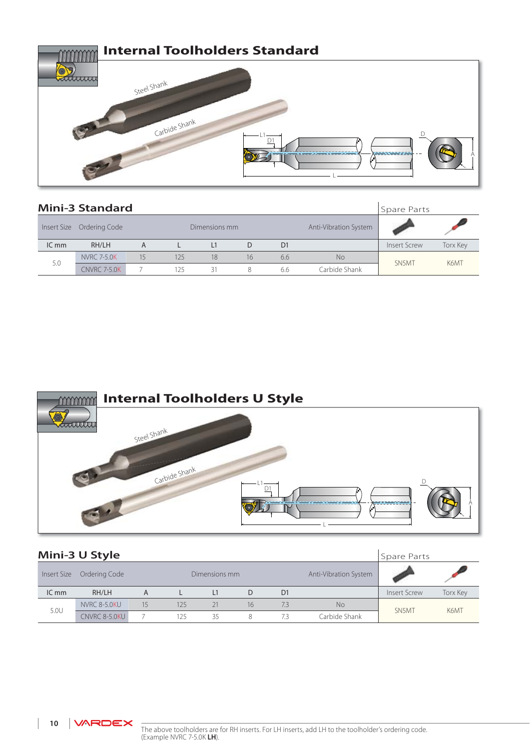# Internal Toolholders Standard

Steel Shank

Carbide Shank

## Mini-3 Standard

| Insert Size | Ordering Code | Dimensions mm | | | | | Anti-Vibration System | Spare Parts | |
|---|---|---|---|---|---|---|---|---|---|
| IC mm | RH/LH | A | L | L1 | D | D1 | | Insert Screw | Torx Key |
| 5.0 | NVRC 7-5.0K | 15 | 125 | 18 | 16 | 6.6 | No | SN5MT | K6MT |
| | CNVRC 7-5.0K | 7 | 125 | 31 | 8 | 6.6 | Carbide Shank | | |

# Internal Toolholders U Style

Steel Shank

Carbide Shank

## Mini-3 U Style

| Insert Size | Ordering Code | Dimensions mm | | | | | Anti-Vibration System | Spare Parts | |
|---|---|---|---|---|---|---|---|---|---|
| IC mm | RH/LH | A | L | L1 | D | D1 | | Insert Screw | Torx Key |
| 5.0U | NVRC 8-5.0KU | 15 | 125 | 21 | 16 | 7.3 | No | SN5MT | K6MT |
| | CNVRC 8-5.0KU | 7 | 125 | 35 | 8 | 7.3 | Carbide Shank | | |

The above toolholders are for RH inserts. For LH inserts, add LH to the toolholder's ordering code.
(Example NVRC 7-5.0K **LH**).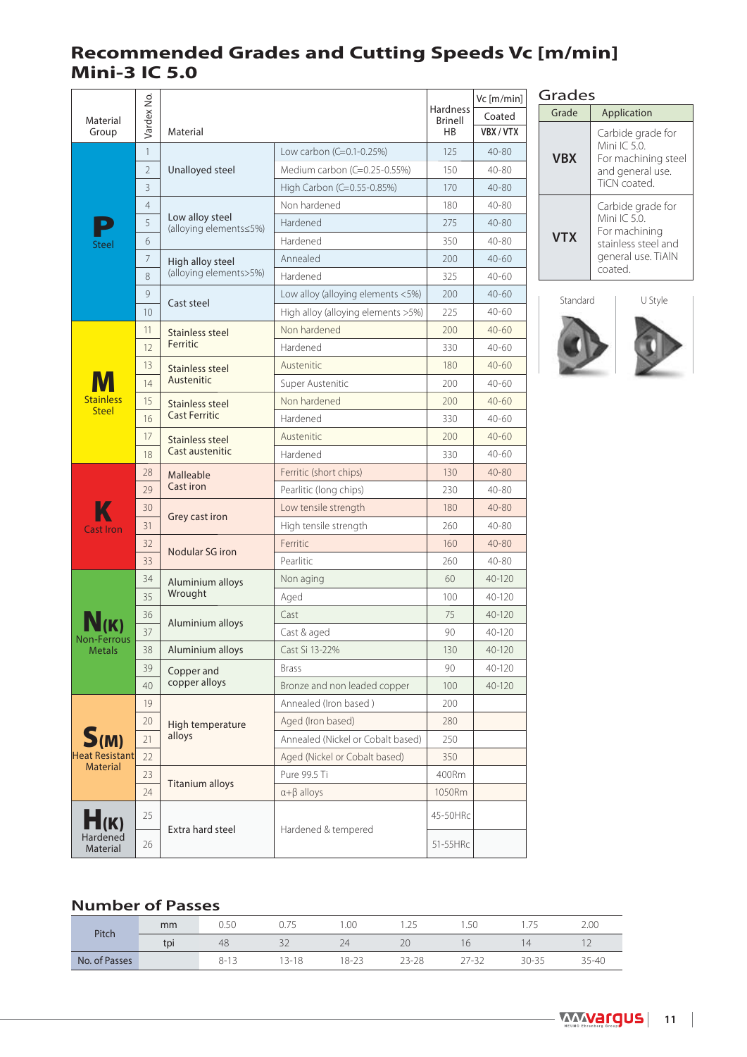# Recommended Grades and Cutting Speeds Vc [m/min] Mini-3 IC 5.0

| Material Group | Vardex No. | Material | | Hardness Brinell HB | Vc [m/min] Coated VBX / VTX |
|---|---|---|---|---|---|
| **P** Steel | 1 | Unalloyed steel | Low carbon (C=0.1-0.25%) | 125 | 40-80 |
| | 2 | | Medium carbon (C=0.25-0.55%) | 150 | 40-80 |
| | 3 | | High Carbon (C=0.55-0.85%) | 170 | 40-80 |
| | 4 | Low alloy steel (alloying elements≤5%) | Non hardened | 180 | 40-80 |
| | 5 | | Hardened | 275 | 40-80 |
| | 6 | | Hardened | 350 | 40-80 |
| | 7 | High alloy steel (alloying elements>5%) | Annealed | 200 | 40-60 |
| | 8 | | Hardened | 325 | 40-60 |
| | 9 | Cast steel | Low alloy (alloying elements <5%) | 200 | 40-60 |
| | 10 | | High alloy (alloying elements >5%) | 225 | 40-60 |
| **M** Stainless Steel | 11 | Stainless steel Ferritic | Non hardened | 200 | 40-60 |
| | 12 | | Hardened | 330 | 40-60 |
| | 13 | Stainless steel Austenitic | Austenitic | 180 | 40-60 |
| | 14 | | Super Austenitic | 200 | 40-60 |
| | 15 | Stainless steel Cast Ferritic | Non hardened | 200 | 40-60 |
| | 16 | | Hardened | 330 | 40-60 |
| | 17 | Stainless steel Cast austenitic | Austenitic | 200 | 40-60 |
| | 18 | | Hardened | 330 | 40-60 |
| **K** Cast Iron | 28 | Malleable Cast iron | Ferritic (short chips) | 130 | 40-80 |
| | 29 | | Pearlitic (long chips) | 230 | 40-80 |
| | 30 | Grey cast iron | Low tensile strength | 180 | 40-80 |
| | 31 | | High tensile strength | 260 | 40-80 |
| | 32 | Nodular SG iron | Ferritic | 160 | 40-80 |
| | 33 | | Pearlitic | 260 | 40-80 |
| **N(K)** Non-Ferrous Metals | 34 | Aluminium alloys Wrought | Non aging | 60 | 40-120 |
| | 35 | | Aged | 100 | 40-120 |
| | 36 | Aluminium alloys | Cast | 75 | 40-120 |
| | 37 | | Cast & aged | 90 | 40-120 |
| | 38 | Aluminium alloys | Cast Si 13-22% | 130 | 40-120 |
| | 39 | Copper and copper alloys | Brass | 90 | 40-120 |
| | 40 | | Bronze and non leaded copper | 100 | 40-120 |
| **S(M)** Heat Resistant Material | 19 | High temperature alloys | Annealed (Iron based ) | 200 | |
| | 20 | | Aged (Iron based) | 280 | |
| | 21 | | Annealed (Nickel or Cobalt based) | 250 | |
| | 22 | | Aged (Nickel or Cobalt based) | 350 | |
| | 23 | Titanium alloys | Pure 99.5 Ti | 400Rm | |
| | 24 | | α+β alloys | 1050Rm | |
| **H(K)** Hardened Material | 25 | Extra hard steel | Hardened & tempered | 45-50HRc | |
| | 26 | | | 51-55HRc | |

## Grades

| Grade | Application |
|---|---|
| **VBX** | Carbide grade for Mini IC 5.0. For machining steel and general use. TiCN coated. |
| **VTX** | Carbide grade for Mini IC 5.0. For machining stainless steel and general use. TiAlN coated. |

Standard U Style

## Number of Passes

| Pitch | mm | 0.50 | 0.75 | 1.00 | 1.25 | 1.50 | 1.75 | 2.00 |
|---|---|---|---|---|---|---|---|---|
| | tpi | 48 | 32 | 24 | 20 | 16 | 14 | 12 |
| No. of Passes | | 8-13 | 13-18 | 18-23 | 23-28 | 27-32 | 30-35 | 35-40 |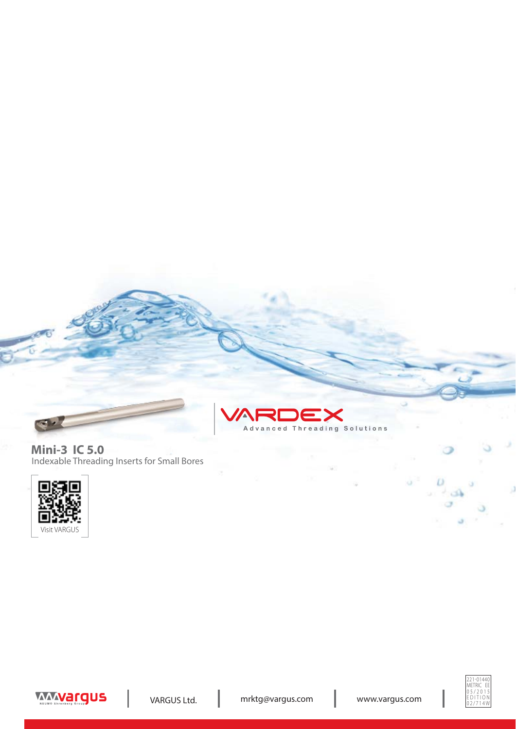VARDEX

Advanced Threading Solutions

## Mini-3 IC 5.0

Indexable Threading Inserts for Small Bores

Visit VARGUS

vargus

NEUMO Ehrenberg Group

VARGUS Ltd. | mrktg@vargus.com | www.vargus.com

221-01440
METRIC EE
05/2015
EDITION
02/714W